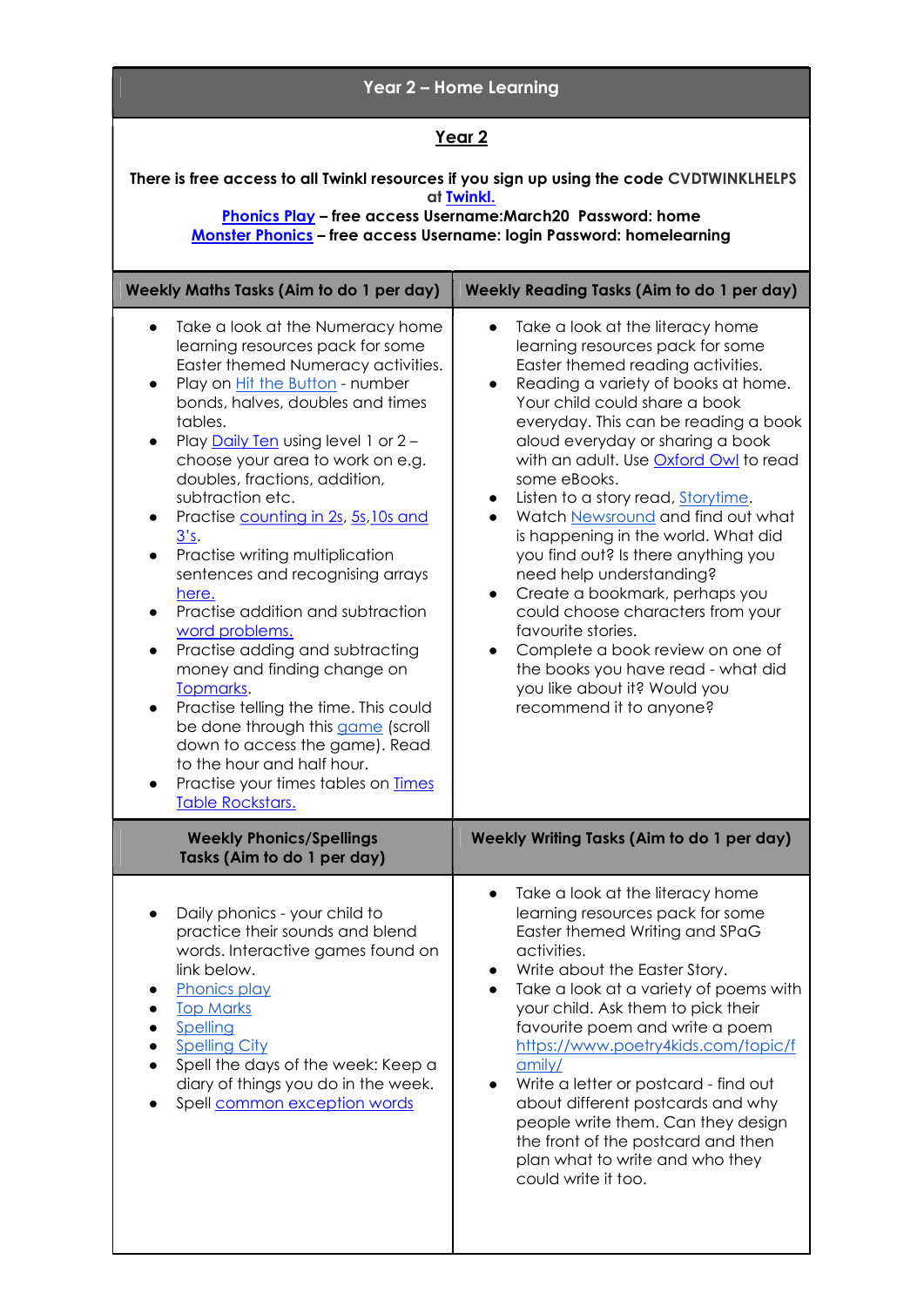# Year 2 – Home Learning

## Year 2

**There is free access to all Twinkl resources if you sign up using the code CVDTWINKLHELPS at Twinkl.**

**Phonics Play – free access Username:March20 Password: home**

**Monster Phonics – free access Username: login Password: homelearning**

## Weekly Maths Tasks (Aim to do 1 per day)

- Take a look at the Numeracy home learning resources pack for some Easter themed Numeracy activities.
- Play on Hit the Button - number bonds, halves, doubles and times tables.
- Play Daily Ten using level 1 or 2 – choose your area to work on e.g. doubles, fractions, addition, subtraction etc.
- Practise counting in 2s, 5s,10s and 3's.
- Practise writing multiplication sentences and recognising arrays here.
- Practise addition and subtraction word problems.
- Practise adding and subtracting money and finding change on Topmarks.
- Practise telling the time. This could be done through this game (scroll down to access the game). Read to the hour and half hour.
- Practise your times tables on Times Table Rockstars.

## Weekly Reading Tasks (Aim to do 1 per day)

- Take a look at the literacy home learning resources pack for some Easter themed reading activities.
- Reading a variety of books at home. Your child could share a book everyday. This can be reading a book aloud everyday or sharing a book with an adult. Use Oxford Owl to read some eBooks.
- Listen to a story read, Storytime.
- Watch Newsround and find out what is happening in the world. What did you find out? Is there anything you need help understanding?
- Create a bookmark, perhaps you could choose characters from your favourite stories.
- Complete a book review on one of the books you have read - what did you like about it? Would you recommend it to anyone?

## Weekly Phonics/Spellings Tasks (Aim to do 1 per day)

- Daily phonics - your child to practice their sounds and blend words. Interactive games found on link below.
- Phonics play
- Top Marks
- Spelling
- Spelling City
- Spell the days of the week: Keep a diary of things you do in the week.
- Spell common exception words

## Weekly Writing Tasks (Aim to do 1 per day)

- Take a look at the literacy home learning resources pack for some Easter themed Writing and SPaG activities.
- Write about the Easter Story.
- Take a look at a variety of poems with your child. Ask them to pick their favourite poem and write a poem https://www.poetry4kids.com/topic/family/
- Write a letter or postcard - find out about different postcards and why people write them. Can they design the front of the postcard and then plan what to write and who they could write it too.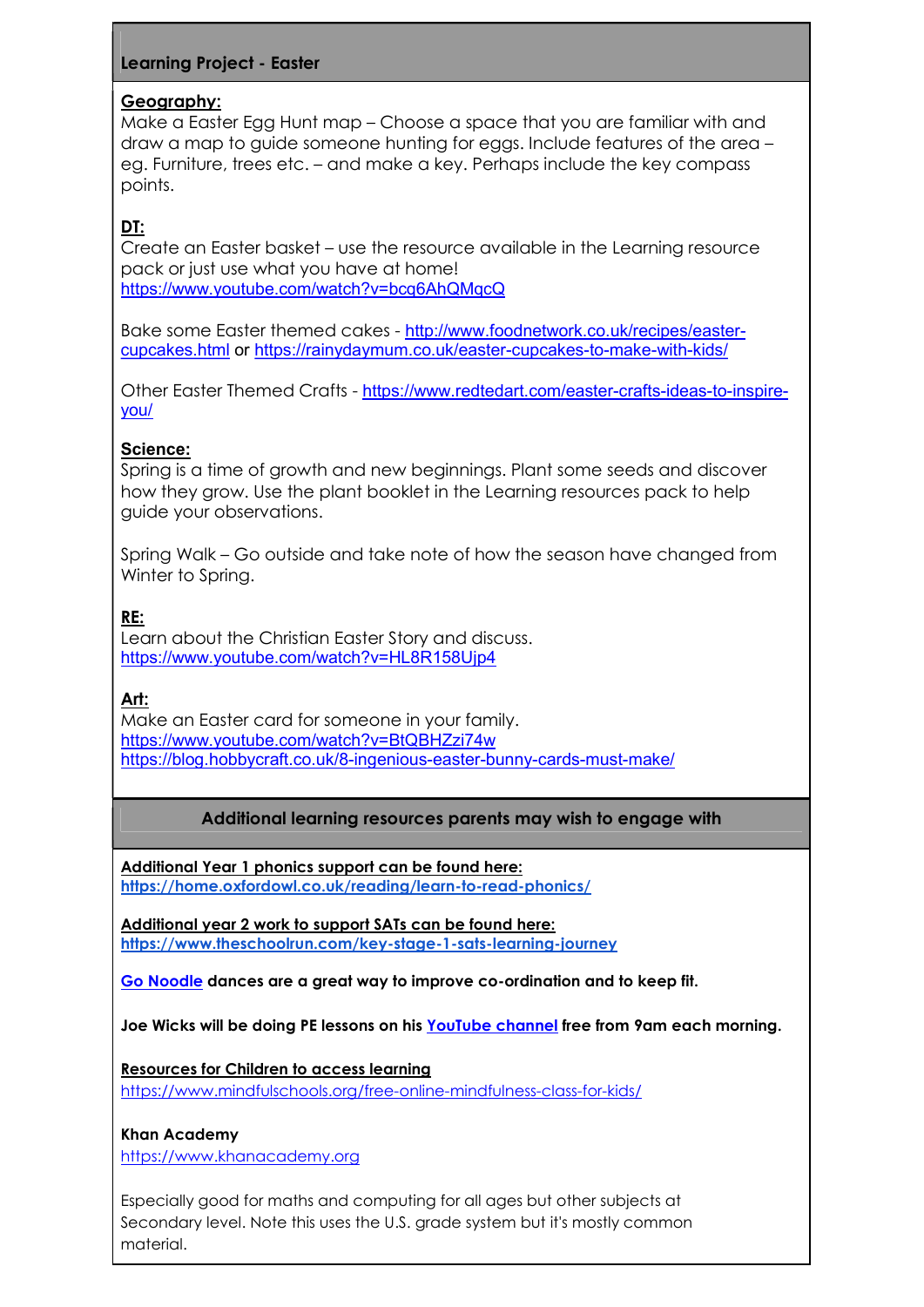## Learning Project - Easter

**Geography:**
Make a Easter Egg Hunt map – Choose a space that you are familiar with and draw a map to guide someone hunting for eggs. Include features of the area – eg. Furniture, trees etc. – and make a key. Perhaps include the key compass points.

**DT:**
Create an Easter basket – use the resource available in the Learning resource pack or just use what you have at home!
https://www.youtube.com/watch?v=bcq6AhQMqcQ

Bake some Easter themed cakes - http://www.foodnetwork.co.uk/recipes/easter-cupcakes.html or https://rainydaymum.co.uk/easter-cupcakes-to-make-with-kids/

Other Easter Themed Crafts - https://www.redtedart.com/easter-crafts-ideas-to-inspire-you/

**Science:**
Spring is a time of growth and new beginnings. Plant some seeds and discover how they grow. Use the plant booklet in the Learning resources pack to help guide your observations.

Spring Walk – Go outside and take note of how the season have changed from Winter to Spring.

**RE:**
Learn about the Christian Easter Story and discuss.
https://www.youtube.com/watch?v=HL8R158Ujp4

**Art:**
Make an Easter card for someone in your family.
https://www.youtube.com/watch?v=BtQBHZzi74w
https://blog.hobbycraft.co.uk/8-ingenious-easter-bunny-cards-must-make/

## Additional learning resources parents may wish to engage with

**Additional Year 1 phonics support can be found here:**
**https://home.oxfordowl.co.uk/reading/learn-to-read-phonics/**

**Additional year 2 work to support SATs can be found here:**
**https://www.theschoolrun.com/key-stage-1-sats-learning-journey**

**Go Noodle dances are a great way to improve co-ordination and to keep fit.**

**Joe Wicks will be doing PE lessons on his YouTube channel free from 9am each morning.**

**Resources for Children to access learning**
https://www.mindfulschools.org/free-online-mindfulness-class-for-kids/

**Khan Academy**
https://www.khanacademy.org

Especially good for maths and computing for all ages but other subjects at Secondary level. Note this uses the U.S. grade system but it's mostly common material.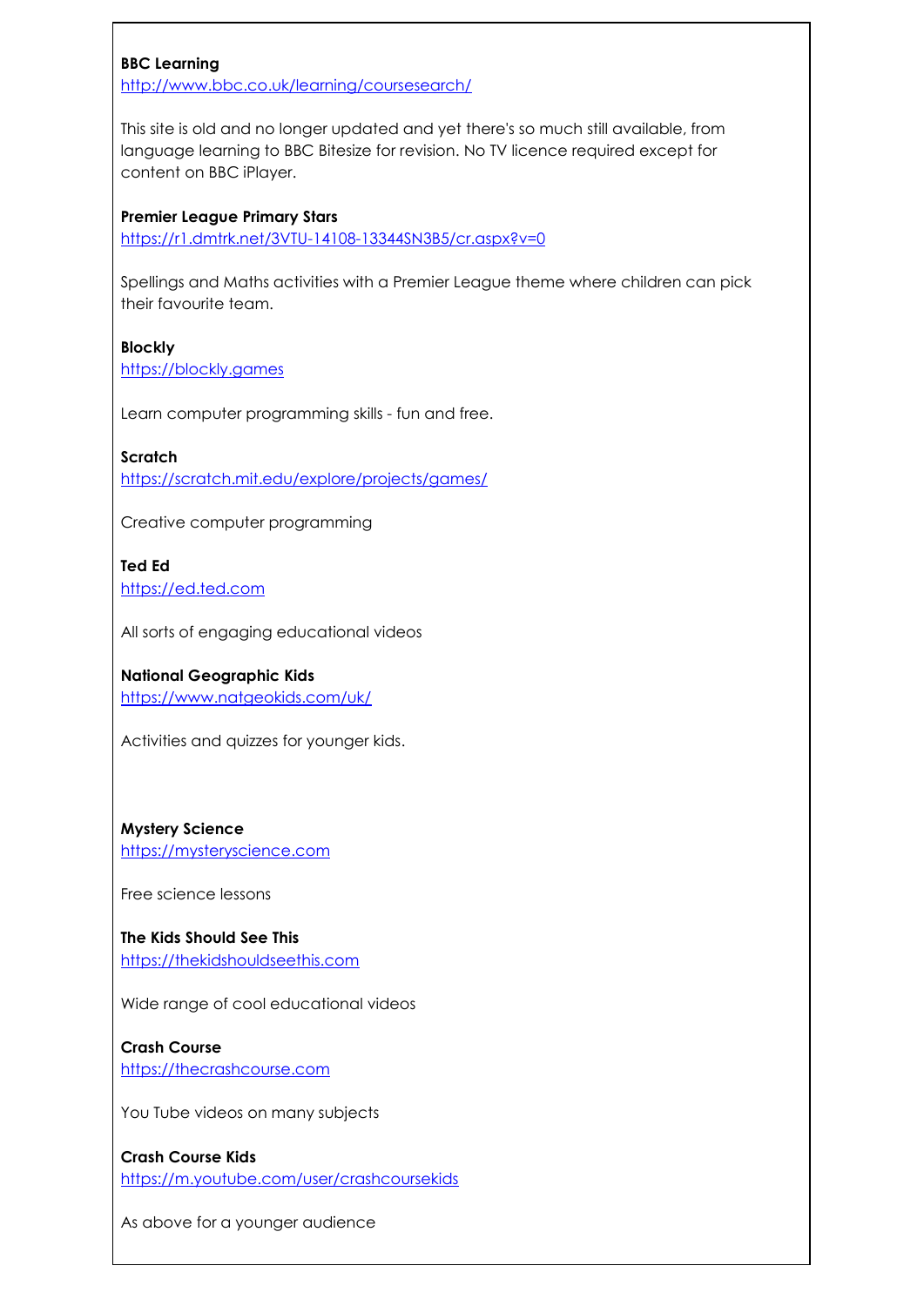**BBC Learning**
http://www.bbc.co.uk/learning/coursesearch/

This site is old and no longer updated and yet there's so much still available, from language learning to BBC Bitesize for revision. No TV licence required except for content on BBC iPlayer.

**Premier League Primary Stars**
https://r1.dmtrk.net/3VTU-14108-13344SN3B5/cr.aspx?v=0

Spellings and Maths activities with a Premier League theme where children can pick their favourite team.

**Blockly**
https://blockly.games

Learn computer programming skills - fun and free.

**Scratch**
https://scratch.mit.edu/explore/projects/games/

Creative computer programming

**Ted Ed**
https://ed.ted.com

All sorts of engaging educational videos

**National Geographic Kids**
https://www.natgeokids.com/uk/

Activities and quizzes for younger kids.

**Mystery Science**
https://mysteryscience.com

Free science lessons

**The Kids Should See This**
https://thekidshouldseethis.com

Wide range of cool educational videos

**Crash Course**
https://thecrashcourse.com

You Tube videos on many subjects

**Crash Course Kids**
https://m.youtube.com/user/crashcoursekids

As above for a younger audience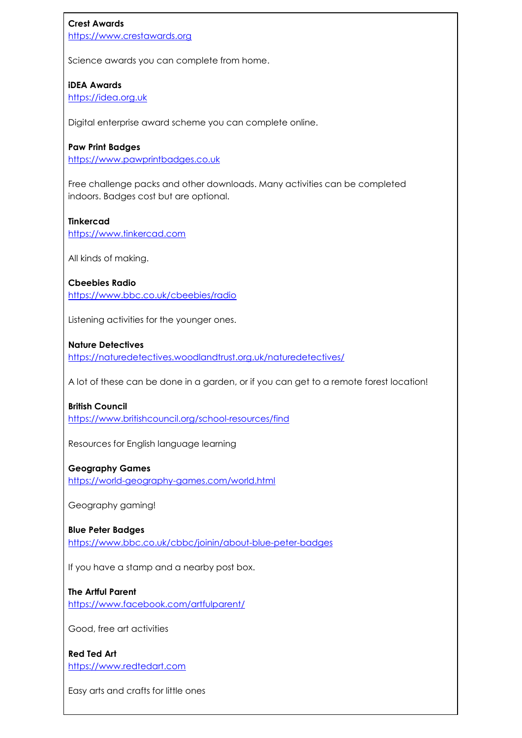**Crest Awards**
https://www.crestawards.org

Science awards you can complete from home.

**iDEA Awards**
https://idea.org.uk

Digital enterprise award scheme you can complete online.

**Paw Print Badges**
https://www.pawprintbadges.co.uk

Free challenge packs and other downloads. Many activities can be completed indoors. Badges cost but are optional.

**Tinkercad**
https://www.tinkercad.com

All kinds of making.

**Cbeebies Radio**
https://www.bbc.co.uk/cbeebies/radio

Listening activities for the younger ones.

**Nature Detectives**
https://naturedetectives.woodlandtrust.org.uk/naturedetectives/

A lot of these can be done in a garden, or if you can get to a remote forest location!

**British Council**
https://www.britishcouncil.org/school-resources/find

Resources for English language learning

**Geography Games**
https://world-geography-games.com/world.html

Geography gaming!

**Blue Peter Badges**
https://www.bbc.co.uk/cbbc/joinin/about-blue-peter-badges

If you have a stamp and a nearby post box.

**The Artful Parent**
https://www.facebook.com/artfulparent/

Good, free art activities

**Red Ted Art**
https://www.redtedart.com

Easy arts and crafts for little ones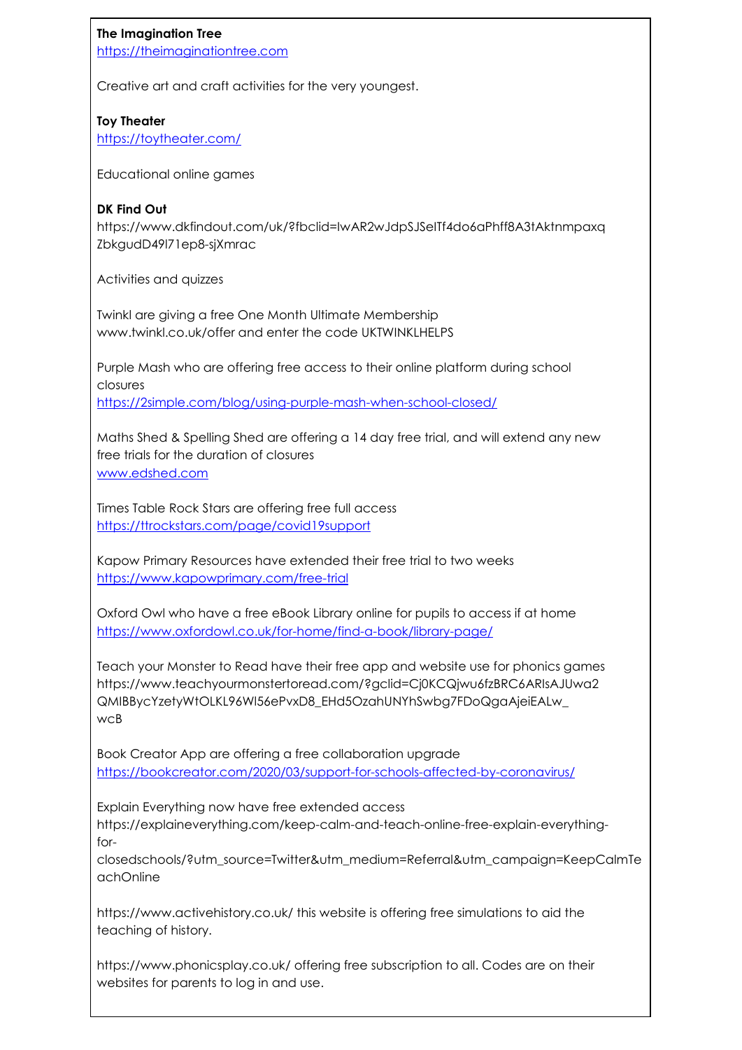**The Imagination Tree**
https://theimaginationtree.com

Creative art and craft activities for the very youngest.

**Toy Theater**
https://toytheater.com/

Educational online games

**DK Find Out**
https://www.dkfindout.com/uk/?fbclid=IwAR2wJdpSJSelTf4do6aPhff8A3tAktnmpaxqZbkgudD49l71ep8-sjXmrac

Activities and quizzes

Twinkl are giving a free One Month Ultimate Membership
www.twinkl.co.uk/offer and enter the code UKTWINKLHELPS

Purple Mash who are offering free access to their online platform during school closures
https://2simple.com/blog/using-purple-mash-when-school-closed/

Maths Shed & Spelling Shed are offering a 14 day free trial, and will extend any new free trials for the duration of closures
www.edshed.com

Times Table Rock Stars are offering free full access
https://ttrockstars.com/page/covid19support

Kapow Primary Resources have extended their free trial to two weeks
https://www.kapowprimary.com/free-trial

Oxford Owl who have a free eBook Library online for pupils to access if at home
https://www.oxfordowl.co.uk/for-home/find-a-book/library-page/

Teach your Monster to Read have their free app and website use for phonics games
https://www.teachyourmonstertoread.com/?gclid=Cj0KCQjwu6fzBRC6ARIsAJUwa2QMIBBycYzetyWtOLKL96WI56ePvxD8_EHd5OzahUNYhSwbg7FDoQgaAjeiEALw_wcB

Book Creator App are offering a free collaboration upgrade
https://bookcreator.com/2020/03/support-for-schools-affected-by-coronavirus/

Explain Everything now have free extended access
https://explaineverything.com/keep-calm-and-teach-online-free-explain-everything-for-closedschools/?utm_source=Twitter&utm_medium=Referral&utm_campaign=KeepCalmTeachOnline

https://www.activehistory.co.uk/ this website is offering free simulations to aid the teaching of history.

https://www.phonicsplay.co.uk/ offering free subscription to all. Codes are on their websites for parents to log in and use.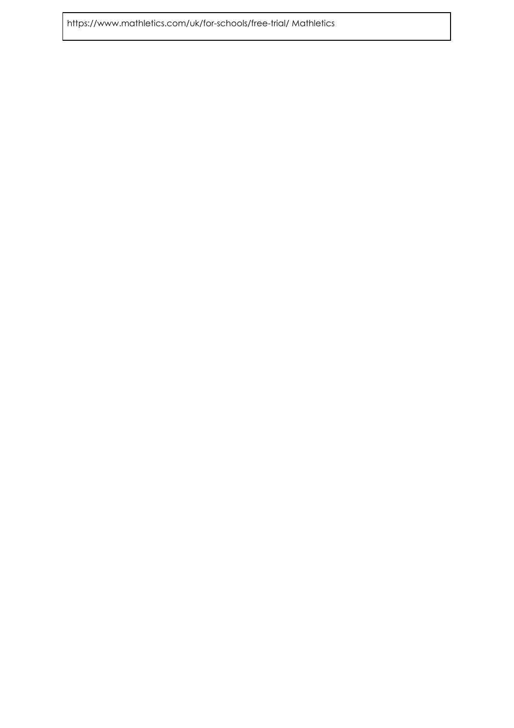https://www.mathletics.com/uk/for-schools/free-trial/ Mathletics